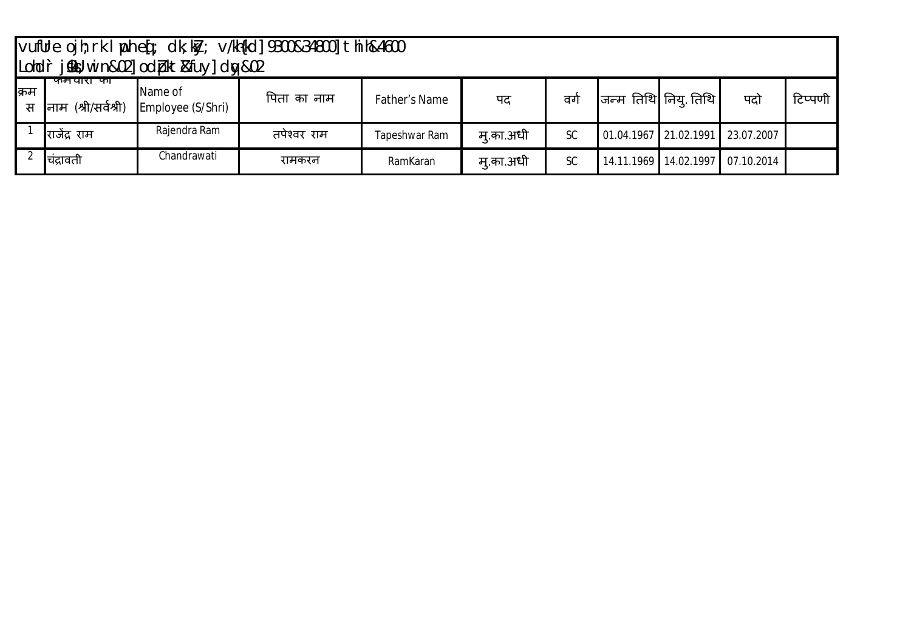vufUre ojh;rk lwph eq[; dk;kZy; v/kh{kd] 9300&34800] th ih&4600
Lohdr jsfM;sn] vin&02] odZ pktZ xsfuy] dqy&02

| क्रम स | कर्मचारी का नाम (श्री/सर्वश्री) | Name of Employee (S/Shri) | पिता का नाम | Father's Name | पद | वर्ग | जन्म तिथि | नियु. तिथि | पदो | टिप्पणी |
|---|---|---|---|---|---|---|---|---|---|---|
| 1 | राजेंद्र राम | Rajendra Ram | तपेश्वर राम | Tapeshwar Ram | मु.का.अधी | SC | 01.04.1967 | 21.02.1991 | 23.07.2007 | |
| 2 | चंद्रावती | Chandrawati | रामकरन | RamKaran | मु.का.अधी | SC | 14.11.1969 | 14.02.1997 | 07.10.2014 | |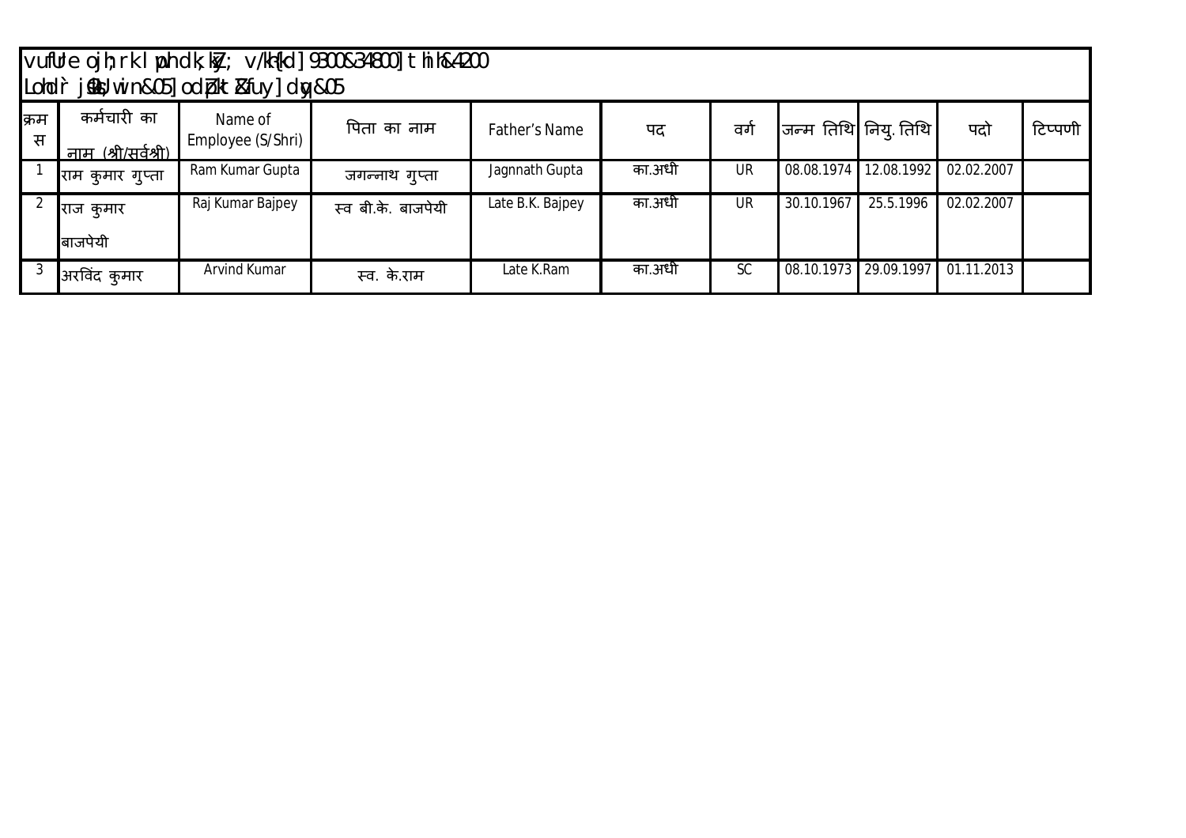vufUe ojh;rk lwph dk;kZy; v/kh{kd] 9300&34800] tsih&4200
Lohd`r jsM/ win&05] od dk;Zjr &fuy] dqy&05

| क्रम स | कर्मचारी का नाम (श्री/सर्वश्री) | Name of Employee (S/Shri) | पिता का नाम | Father's Name | पद | वर्ग | जन्म तिथि | नियु. तिथि | पदो | टिप्पणी |
|---|---|---|---|---|---|---|---|---|---|---|
| 1 | राम कुमार गुप्ता | Ram Kumar Gupta | जगन्नाथ गुप्ता | Jagnnath Gupta | का.अधी | UR | 08.08.1974 | 12.08.1992 | 02.02.2007 | |
| 2 | राज कुमार बाजपेयी | Raj Kumar Bajpey | स्व बी.के. बाजपेयी | Late B.K. Bajpey | का.अधी | UR | 30.10.1967 | 25.5.1996 | 02.02.2007 | |
| 3 | अरविंद कुमार | Arvind Kumar | स्व. के.राम | Late K.Ram | का.अधी | SC | 08.10.1973 | 29.09.1997 | 01.11.2013 | |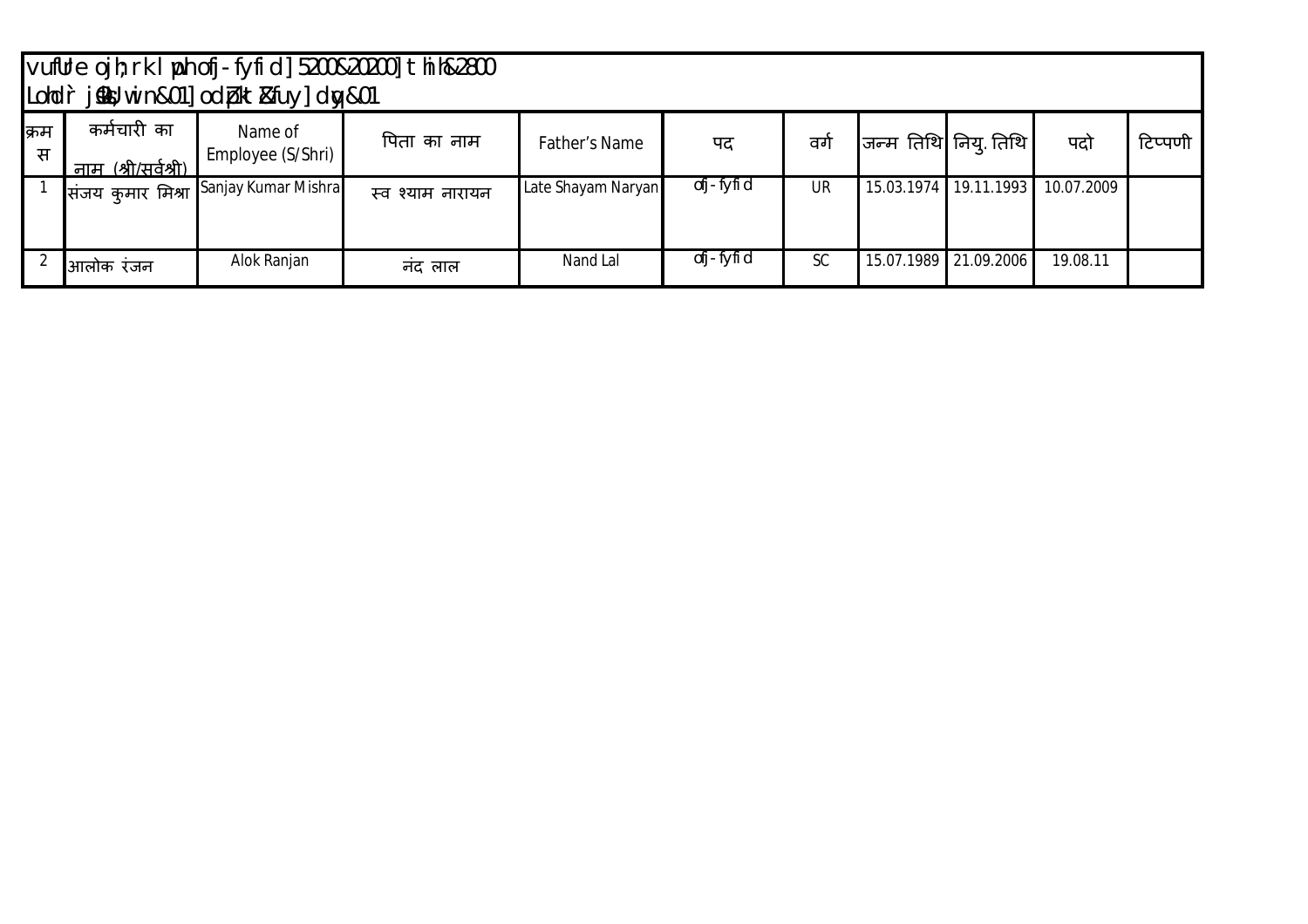vufUre ojh;rk lwph ofj- fyfid] 5200&20200] tsiks&2800
Lohdr` jsd] vin&01] odZpktZ&fuy] dqy&01

| क्रम स | कर्मचारी का नाम (श्री/सर्वश्री) | Name of Employee (S/Shri) | पिता का नाम | Father's Name | पद | वर्ग | जन्म तिथि | नियु. तिथि | पदो | टिप्पणी |
|---|---|---|---|---|---|---|---|---|---|---|
| 1 | संजय कुमार मिश्रा | Sanjay Kumar Mishra | स्व श्याम नारायन | Late Shayam Naryan | ofj- fyfid | UR | 15.03.1974 | 19.11.1993 | 10.07.2009 | |
| 2 | आलोक रंजन | Alok Ranjan | नंद लाल | Nand Lal | ofj- fyfid | SC | 15.07.1989 | 21.09.2006 | 19.08.11 | |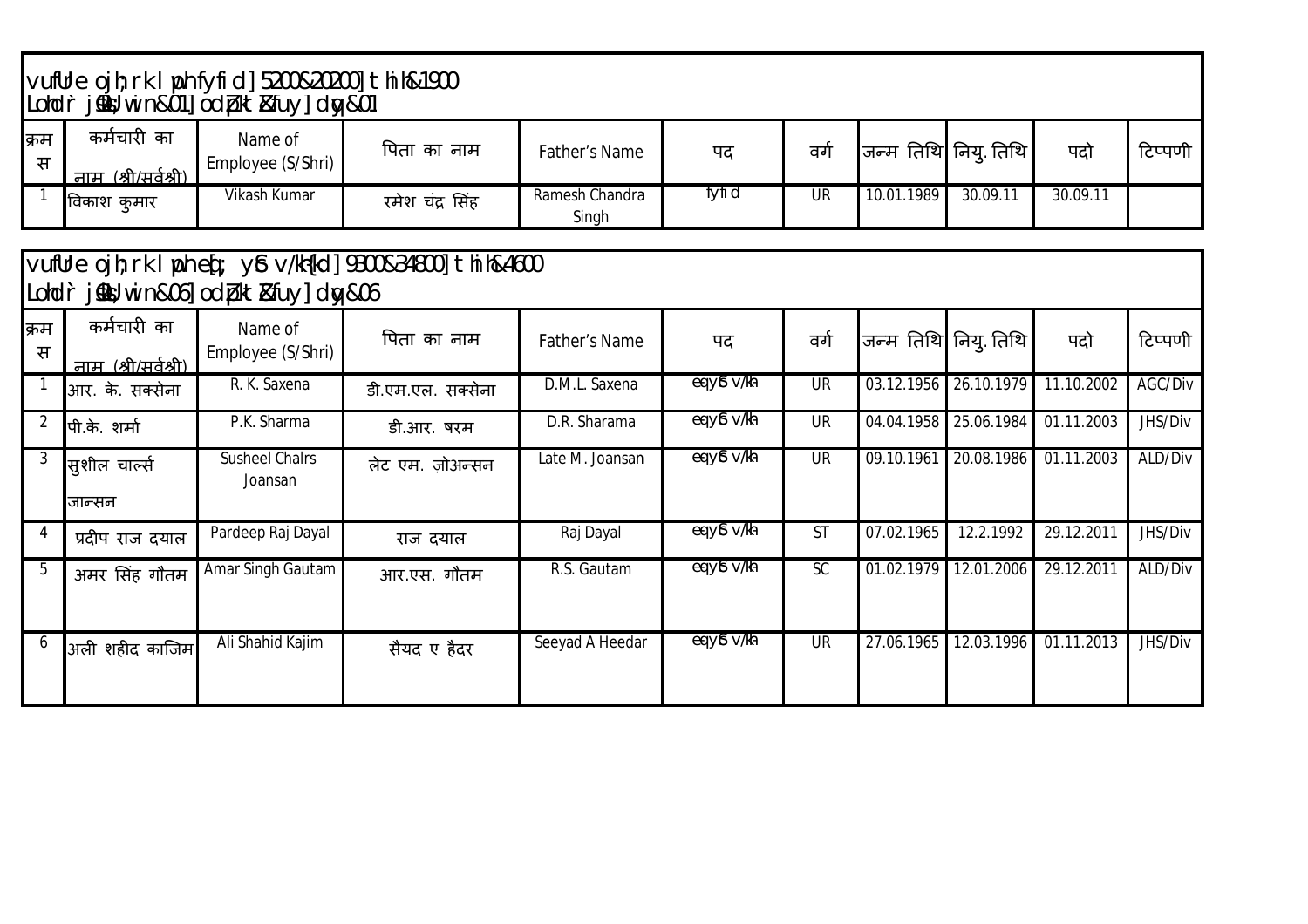| vufUre ojh;rk lwph fyfid] 5200&20200] xzsM&1900 | | | | | | | | | | |
|---|---|---|---|---|---|---|---|---|---|---|
| Lohd`r inksa dh la[;k&01] orZeku esa dk;Zjr&01 | | | | | | | | | | |
| क्रम स | कर्मचारी का नाम (श्री/सर्वश्री) | Name of Employee (S/Shri) | पिता का नाम | Father's Name | पद | वर्ग | जन्म तिथि | नियु. तिथि | पदो | टिप्पणी |
| 1 | विकाश कुमार | Vikash Kumar | रमेश चंद्र सिंह | Ramesh Chandra Singh | fyfid | UR | 10.01.1989 | 30.09.11 | 30.09.11 | |

| vufUre ojh;rk lwph eq[; yksd v/kh{kd] 9300&34800] xzsM&4600 | | | | | | | | | | |
|---|---|---|---|---|---|---|---|---|---|---|
| Lohd`r inksa dh la[;k&06] orZeku esa dk;Zjr&06 | | | | | | | | | | |
| क्रम स | कर्मचारी का नाम (श्री/सर्वश्री) | Name of Employee (S/Shri) | पिता का नाम | Father's Name | पद | वर्ग | जन्म तिथि | नियु. तिथि | पदो | टिप्पणी |
| 1 | आर. के. सक्सेना | R. K. Saxena | डी.एम.एल. सक्सेना | D.M.L. Saxena | eq[; yks v/kh | UR | 03.12.1956 | 26.10.1979 | 11.10.2002 | AGC/Div |
| 2 | पी.के. शर्मा | P.K. Sharma | डी.आर. षरमा | D.R. Sharama | eq[; yks v/kh | UR | 04.04.1958 | 25.06.1984 | 01.11.2003 | JHS/Div |
| 3 | सुशील चार्ल्स जान्सन | Susheel Chalrs Joansan | लेट एम. ज़ोअन्सन | Late M. Joansan | eq[; yks v/kh | UR | 09.10.1961 | 20.08.1986 | 01.11.2003 | ALD/Div |
| 4 | प्रदीप राज दयाल | Pardeep Raj Dayal | राज दयाल | Raj Dayal | eq[; yks v/kh | ST | 07.02.1965 | 12.2.1992 | 29.12.2011 | JHS/Div |
| 5 | अमर सिंह गौतम | Amar Singh Gautam | आर.एस. गौतम | R.S. Gautam | eq[; yks v/kh | SC | 01.02.1979 | 12.01.2006 | 29.12.2011 | ALD/Div |
| 6 | अली शहीद काजिम | Ali Shahid Kajim | सैयद ए हैदर | Seeyad A Heedar | eq[; yks v/kh | UR | 27.06.1965 | 12.03.1996 | 01.11.2013 | JHS/Div |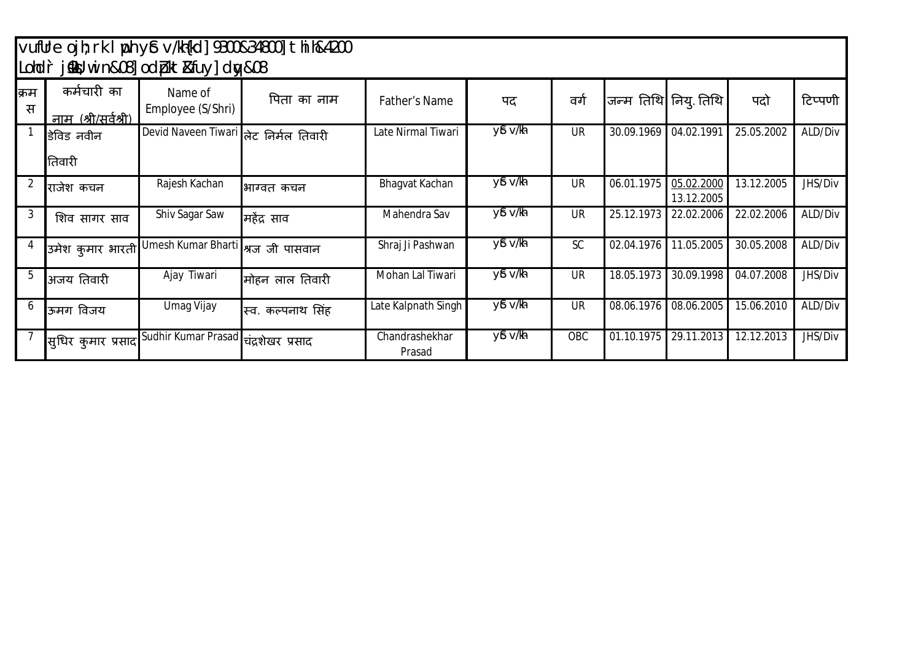| vufUre ojh;rk lph ys[kk v/kh{kd] 9300&34800] xzsM ih&4200 Lohd`r jsad&| orZeku jsad&| dk;Zjr jsad&| deh&| | | | | | | | | | |
|---|---|---|---|---|---|---|---|---|---|---|
| क्रम स | कर्मचारी का नाम (श्री/सर्वश्री) | Name of Employee (S/Shri) | पिता का नाम | Father's Name | पद | वर्ग | जन्म तिथि | नियु. तिथि | पदो | टिप्पणी |
| 1 | डेविड नवीन तिवारी | Devid Naveen Tiwari | लेट निर्मल तिवारी | Late Nirmal Tiwari | ys[kk v/kh | UR | 30.09.1969 | 04.02.1991 | 25.05.2002 | ALD/Div |
| 2 | राजेश कचन | Rajesh Kachan | भाग्वत कचन | Bhagvat Kachan | ys[kk v/kh | UR | 06.01.1975 | 05.02.2000 13.12.2005 | 13.12.2005 | JHS/Div |
| 3 | शिव सागर साव | Shiv Sagar Saw | महेंद्र साव | Mahendra Sav | ys[kk v/kh | UR | 25.12.1973 | 22.02.2006 | 22.02.2006 | ALD/Div |
| 4 | उमेश कुमार भारती | Umesh Kumar Bharti | श्रज जी पासवान | Shraj Ji Pashwan | ys[kk v/kh | SC | 02.04.1976 | 11.05.2005 | 30.05.2008 | ALD/Div |
| 5 | अजय तिवारी | Ajay Tiwari | मोहन लाल तिवारी | Mohan Lal Tiwari | ys[kk v/kh | UR | 18.05.1973 | 30.09.1998 | 04.07.2008 | JHS/Div |
| 6 | ऊमग विजय | Umag Vijay | स्व. कल्पनाथ सिंह | Late Kalpnath Singh | ys[kk v/kh | UR | 08.06.1976 | 08.06.2005 | 15.06.2010 | ALD/Div |
| 7 | सुधिर कुमार प्रसाद | Sudhir Kumar Prasad | चंद्रशेखर प्रसाद | Chandrashekhar Prasad | ys[kk v/kh | OBC | 01.10.1975 | 29.11.2013 | 12.12.2013 | JHS/Div |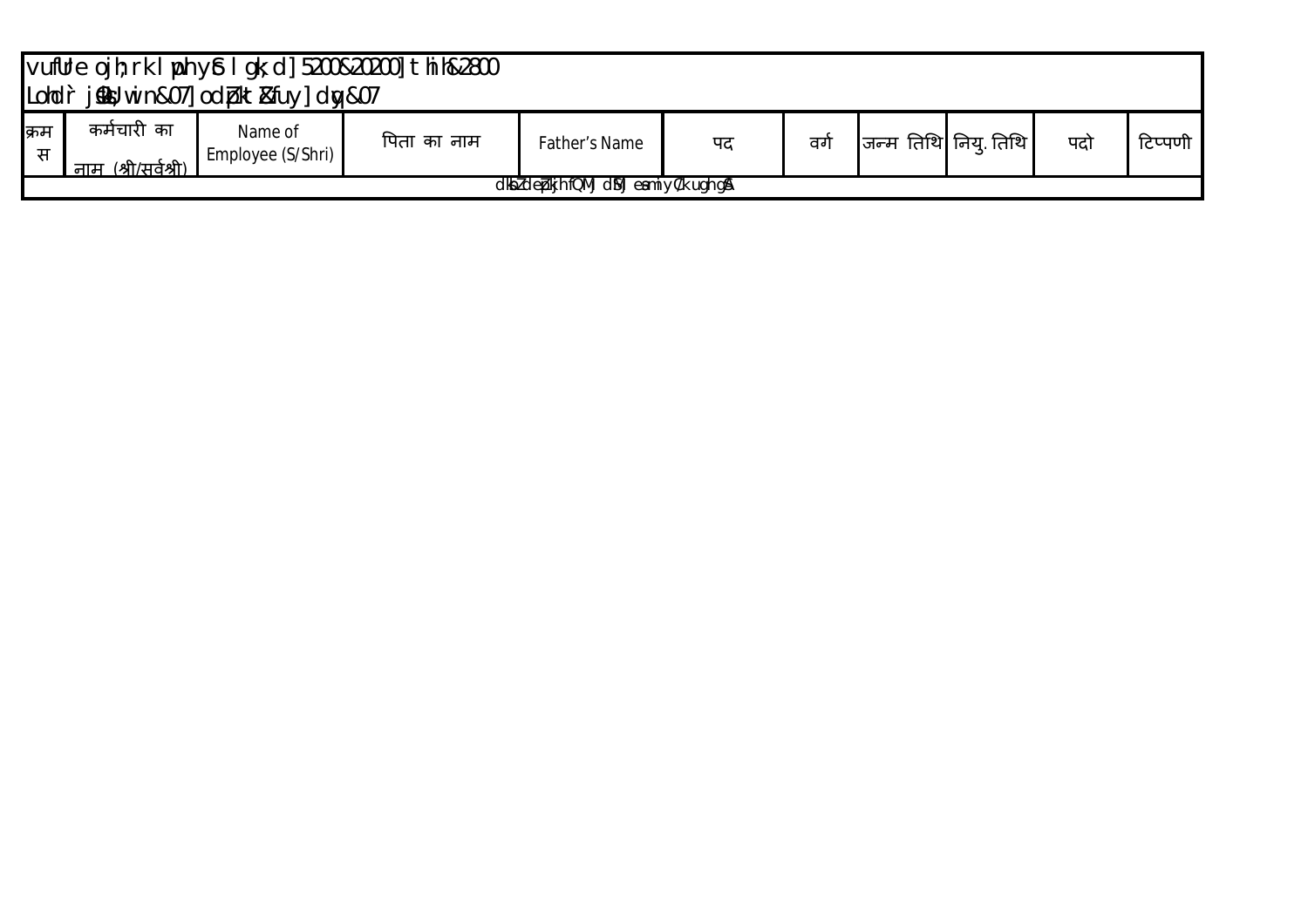vufUre ojh;rk lwph yS l gk;d] 5200&20200] tht hih&2800
Lohdr` jfDr;ka wn&07] odZ pk Z&fuy] dqy&07

| क्रम स | कर्मचारी का नाम (श्री/सर्वश्री) | Name of Employee (S/Shri) | पिता का नाम | Father's Name | पद | वर्ग | जन्म तिथि | नियु. तिथि | पदो | टिप्पणी |
|---|---|---|---|---|---|---|---|---|---|---|
| dksbZ deZpkjh fQMj dSMj esa miyC/k ugha gSA | | | | | | | | | | |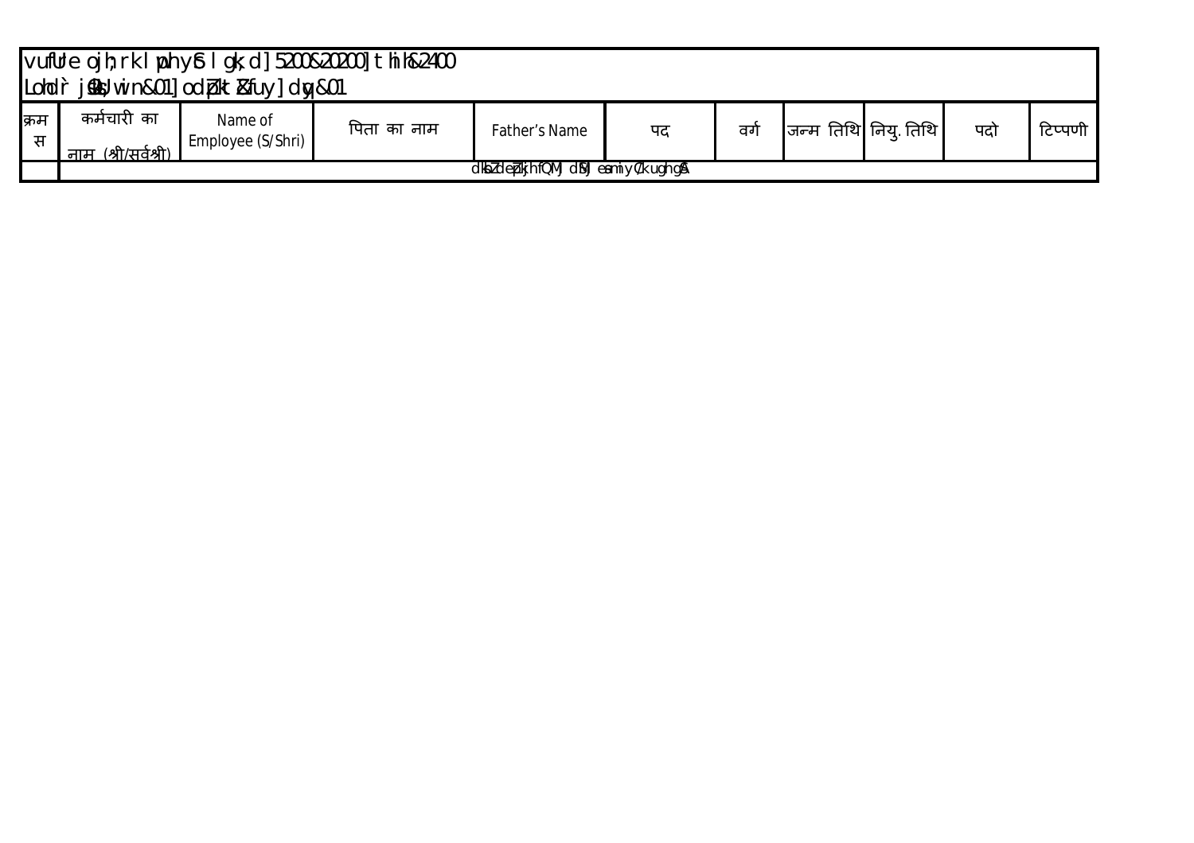vuflUe ojh;rk lwph yS lgk;d] 5200&20200] t hih&2400
Lohd`r jsfD;r in&01] odZizt Zfuy] dqy&01

| क्रम स | कर्मचारी का नाम (श्री/सर्वश्री) | Name of Employee (S/Shri) | पिता का नाम | Father's Name | पद | वर्ग | जन्म तिथि | नियु. तिथि | पदो | टिप्पणी |
|---|---|---|---|---|---|---|---|---|---|---|
| | dksbZ deZpkjh fQMj dsMj esa mi yC/k ugha gSA | | | | | | | | | |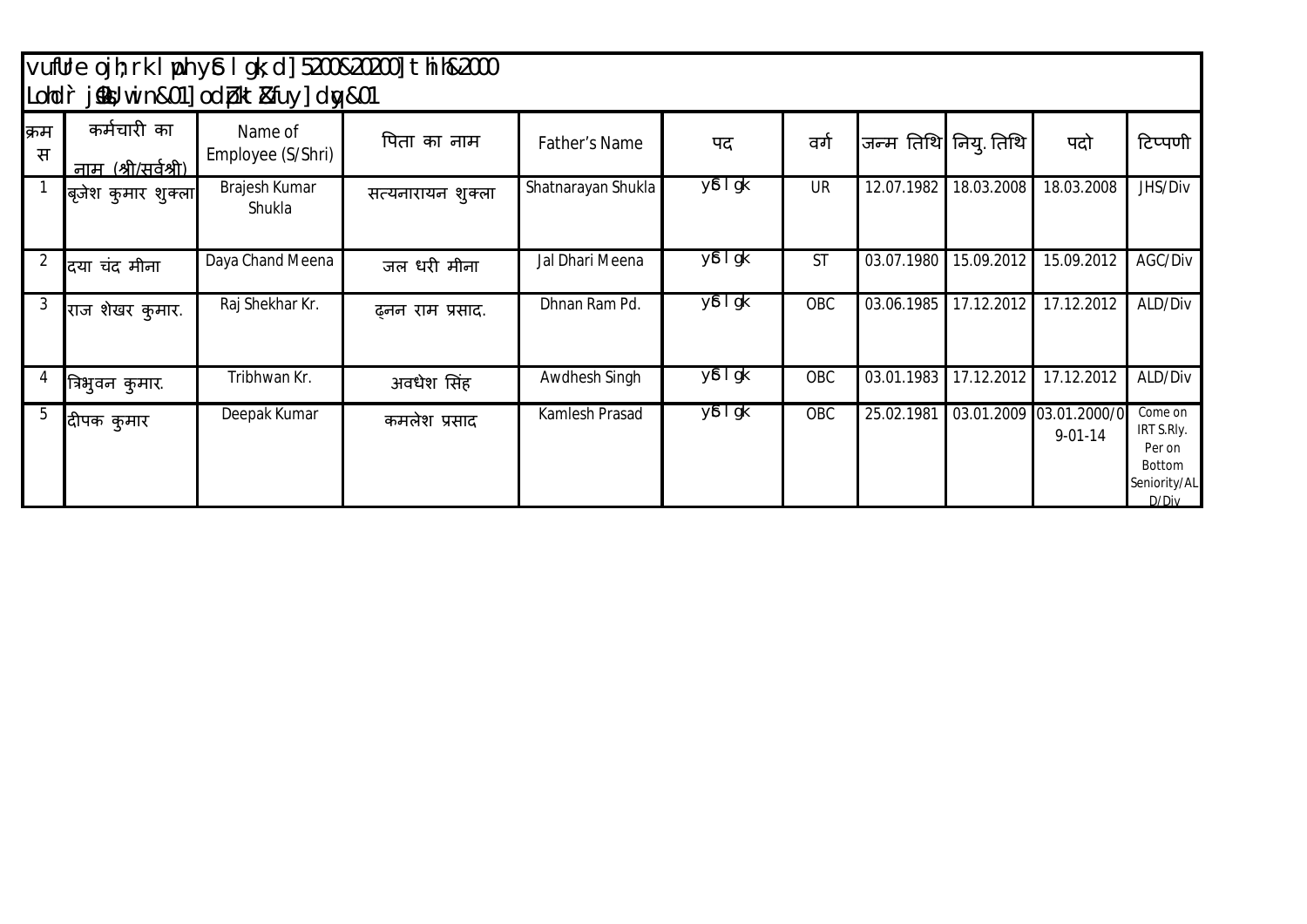vufUre ojh;rk lwph ysf lgk;d] 5200&20200] th hi &2000
Lohdr̀ jsYos] vuq&01] vodk&01] fj̀ fDr̀&01

| क्रम स | कर्मचारी का नाम (श्री/सर्वश्री) | Name of Employee (S/Shri) | पिता का नाम | Father's Name | पद | वर्ग | जन्म तिथि | नियु. तिथि | पदो | टिप्पणी |
|---|---|---|---|---|---|---|---|---|---|---|
| 1 | बृजेश कुमार शुक्ला | Brajesh Kumar Shukla | सत्यनारायन शुक्ला | Shatnarayan Shukla | ysf lgk | UR | 12.07.1982 | 18.03.2008 | 18.03.2008 | JHS/Div |
| 2 | दया चंद मीना | Daya Chand Meena | जल धरी मीना | Jal Dhari Meena | ysf lgk | ST | 03.07.1980 | 15.09.2012 | 15.09.2012 | AGC/Div |
| 3 | राज शेखर कुमार. | Raj Shekhar Kr. | ढ़नन राम प्रसाद. | Dhnan Ram Pd. | ysf lgk | OBC | 03.06.1985 | 17.12.2012 | 17.12.2012 | ALD/Div |
| 4 | त्रिभुवन कुमार. | Tribhwan Kr. | अवधेश सिंह | Awdhesh Singh | ysf lgk | OBC | 03.01.1983 | 17.12.2012 | 17.12.2012 | ALD/Div |
| 5 | दीपक कुमार | Deepak Kumar | कमलेश प्रसाद | Kamlesh Prasad | ysf lgk | OBC | 25.02.1981 | 03.01.2009 | 03.01.2000/09-01-14 | Come on IRT S.Rly. Per on Bottom Seniority/ALD/Div |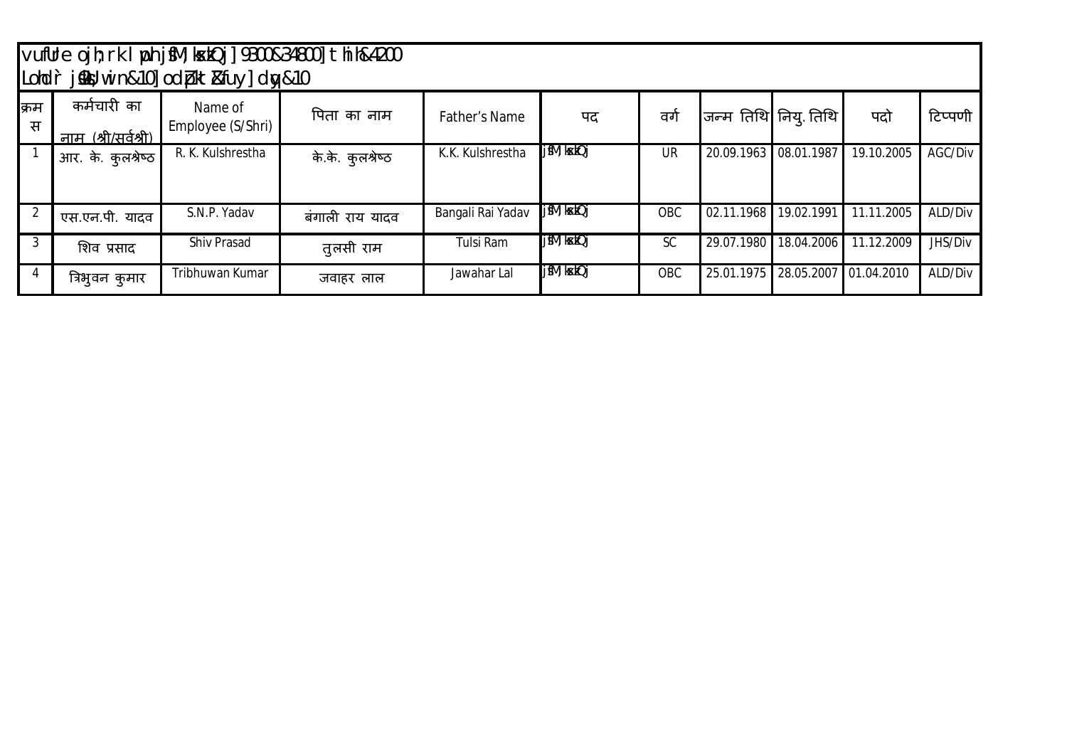vufUre ojh;rk lwph jfM;ksxzkQj] 9300&34800] xzsM ih&4200
Lohdr jfDr;ka&10] vkj{k.k&10] dk;Zjr&fuy] dqy&10

| क्रम स | कर्मचारी का नाम (श्री/सर्वश्री) | Name of Employee (S/Shri) | पिता का नाम | Father's Name | पद | वर्ग | जन्म तिथि | नियु. तिथि | पदो | टिप्पणी |
|---|---|---|---|---|---|---|---|---|---|---|
| 1 | आर. के. कुलश्रेष्ठ | R. K. Kulshrestha | के.के. कुलश्रेष्ठ | K.K. Kulshrestha | jfM;ksxzkQj | UR | 20.09.1963 | 08.01.1987 | 19.10.2005 | AGC/Div |
| 2 | एस.एन.पी. यादव | S.N.P. Yadav | बंगाली राय यादव | Bangali Rai Yadav | jfM;ksxzkQj | OBC | 02.11.1968 | 19.02.1991 | 11.11.2005 | ALD/Div |
| 3 | शिव प्रसाद | Shiv Prasad | तुलसी राम | Tulsi Ram | jfM;ksxzkQj | SC | 29.07.1980 | 18.04.2006 | 11.12.2009 | JHS/Div |
| 4 | त्रिभुवन कुमार | Tribhuwan Kumar | जवाहर लाल | Jawahar Lal | jfM;ksxzkQj | OBC | 25.01.1975 | 28.05.2007 | 01.04.2010 | ALD/Div |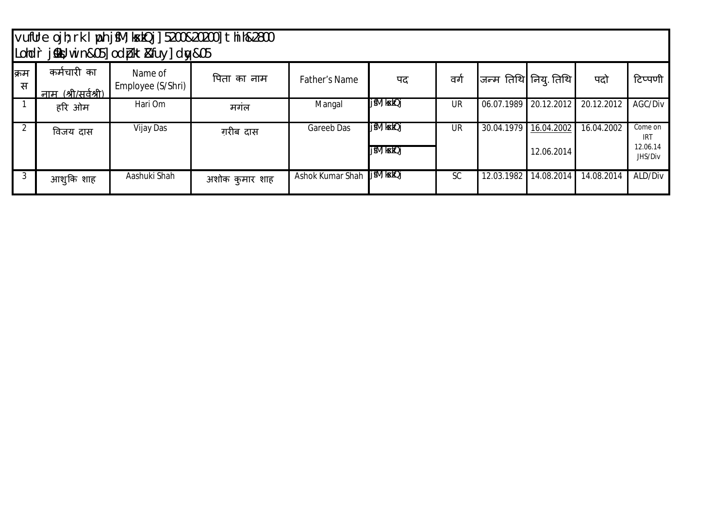| vufUre ojh;rk lwph jsfM;ksxzkQj] 5200&20200] xzsM ih&2800 | | | | | | | | | |
|---|---|---|---|---|---|---|---|---|---|
| Lohdr` jsfM;ksxzkQj] vkj-vkj-, eaMy] n-iw-js] | | | | | | | | | |
| क्रम स | कर्मचारी का नाम (श्री/सर्वश्री) | Name of Employee (S/Shri) | पिता का नाम | Father's Name | पद | वर्ग | जन्म तिथि | नियु. तिथि | पदो | टिप्पणी |
| 1 | हरि ओम | Hari Om | मगंल | Mangal | jsfM;ksxzkQj | UR | 06.07.1989 | 20.12.2012 | 20.12.2012 | AGC/Div |
| 2 | विजय दास | Vijay Das | ग़रीब दास | Gareeb Das | jsfM;ksxzkQj<br>jsfM;ksxzkQj | UR | 30.04.1979 | 16.04.2002<br>12.06.2014 | 16.04.2002 | Come on IRT 12.06.14 JHS/Div |
| 3 | आशुकि शाह | Aashuki Shah | अशोक कुमार शाह | Ashok Kumar Shah | jsfM;ksxzkQj | SC | 12.03.1982 | 14.08.2014 | 14.08.2014 | ALD/Div |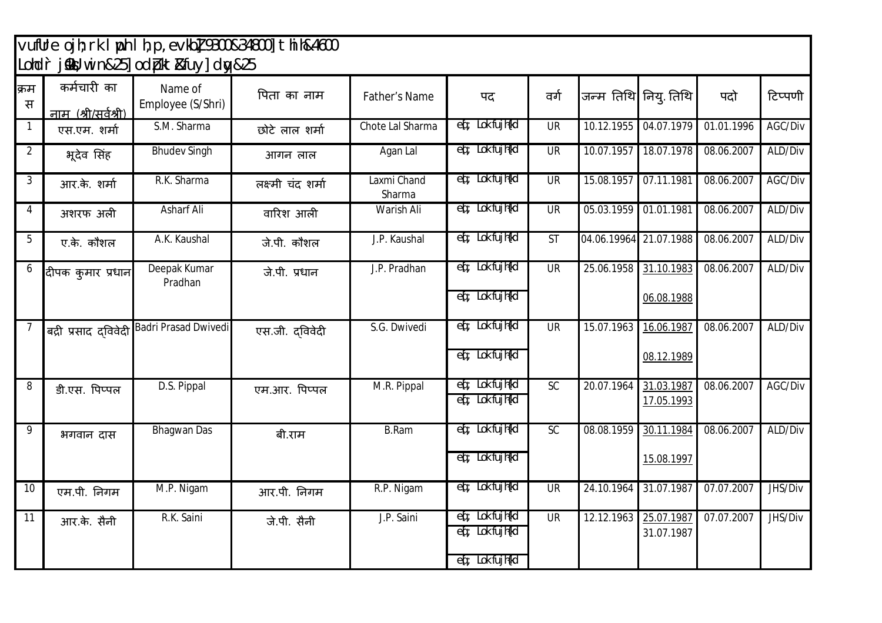vuqfDr ojh;rk lwph lh;p,evkbZ 9300&34800 ] tha ih &4600
Lohd`r jsyos/kiwu&25 ] oddZ pktZ Ø fuy ] dqy &25

| क्रम स | कर्मचारी का नाम (श्री/सर्वश्री) | Name of Employee (S/Shri) | पिता का नाम | Father's Name | पद | वर्ग | जन्म तिथि | नियु. तिथि | पदो | टिप्पणी |
|---|---|---|---|---|---|---|---|---|---|---|
| 1 | एस.एम. शर्मा | S.M. Sharma | छोटे लाल शर्मा | Chote Lal Sharma | eq[; Lokfujh{kd | UR | 10.12.1955 | 04.07.1979 | 01.01.1996 | AGC/Div |
| 2 | भूदेव सिंह | Bhudev Singh | आगन लाल | Agan Lal | eq[; Lokfujh{kd | UR | 10.07.1957 | 18.07.1978 | 08.06.2007 | ALD/Div |
| 3 | आर.के. शर्मा | R.K. Sharma | लक्ष्मी चंद शर्मा | Laxmi Chand Sharma | eq[; Lokfujh{kd | UR | 15.08.1957 | 07.11.1981 | 08.06.2007 | AGC/Div |
| 4 | अशरफ अली | Asharf Ali | वारिश आली | Warish Ali | eq[; Lokfujh{kd | UR | 05.03.1959 | 01.01.1981 | 08.06.2007 | ALD/Div |
| 5 | ए.के. कौशल | A.K. Kaushal | जे.पी. कौशल | J.P. Kaushal | eq[; Lokfujh{kd | ST | 04.06.19964 | 21.07.1988 | 08.06.2007 | ALD/Div |
| 6 | दीपक कुमार प्रधान | Deepak Kumar Pradhan | जे.पी. प्रधान | J.P. Pradhan | eq[; Lokfujh{kd<br>eq[; Lokfujh{kd | UR | 25.06.1958 | 31.10.1983<br>06.08.1988 | 08.06.2007 | ALD/Div |
| 7 | बद्री प्रसाद द्विवेदी | Badri Prasad Dwivedi | एस.जी. द्विवेदी | S.G. Dwivedi | eq[; Lokfujh{kd<br>eq[; Lokfujh{kd | UR | 15.07.1963 | 16.06.1987<br>08.12.1989 | 08.06.2007 | ALD/Div |
| 8 | डी.एस. पिप्पल | D.S. Pippal | एम.आर. पिप्पल | M.R. Pippal | eq[; Lokfujh{kd<br>eq[; Lokfujh{kd | SC | 20.07.1964 | 31.03.1987<br>17.05.1993 | 08.06.2007 | AGC/Div |
| 9 | भगवान दास | Bhagwan Das | बी.राम | B.Ram | eq[; Lokfujh{kd<br>eq[; Lokfujh{kd | SC | 08.08.1959 | 30.11.1984<br>15.08.1997 | 08.06.2007 | ALD/Div |
| 10 | एम.पी. निगम | M.P. Nigam | आर.पी. निगम | R.P. Nigam | eq[; Lokfujh{kd | UR | 24.10.1964 | 31.07.1987 | 07.07.2007 | JHS/Div |
| 11 | आर.के. सैनी | R.K. Saini | जे.पी. सैनी | J.P. Saini | eq[; Lokfujh{kd<br>eq[; Lokfujh{kd<br>eq[; Lokfujh{kd | UR | 12.12.1963 | 25.07.1987<br>31.07.1987 | 07.07.2007 | JHS/Div |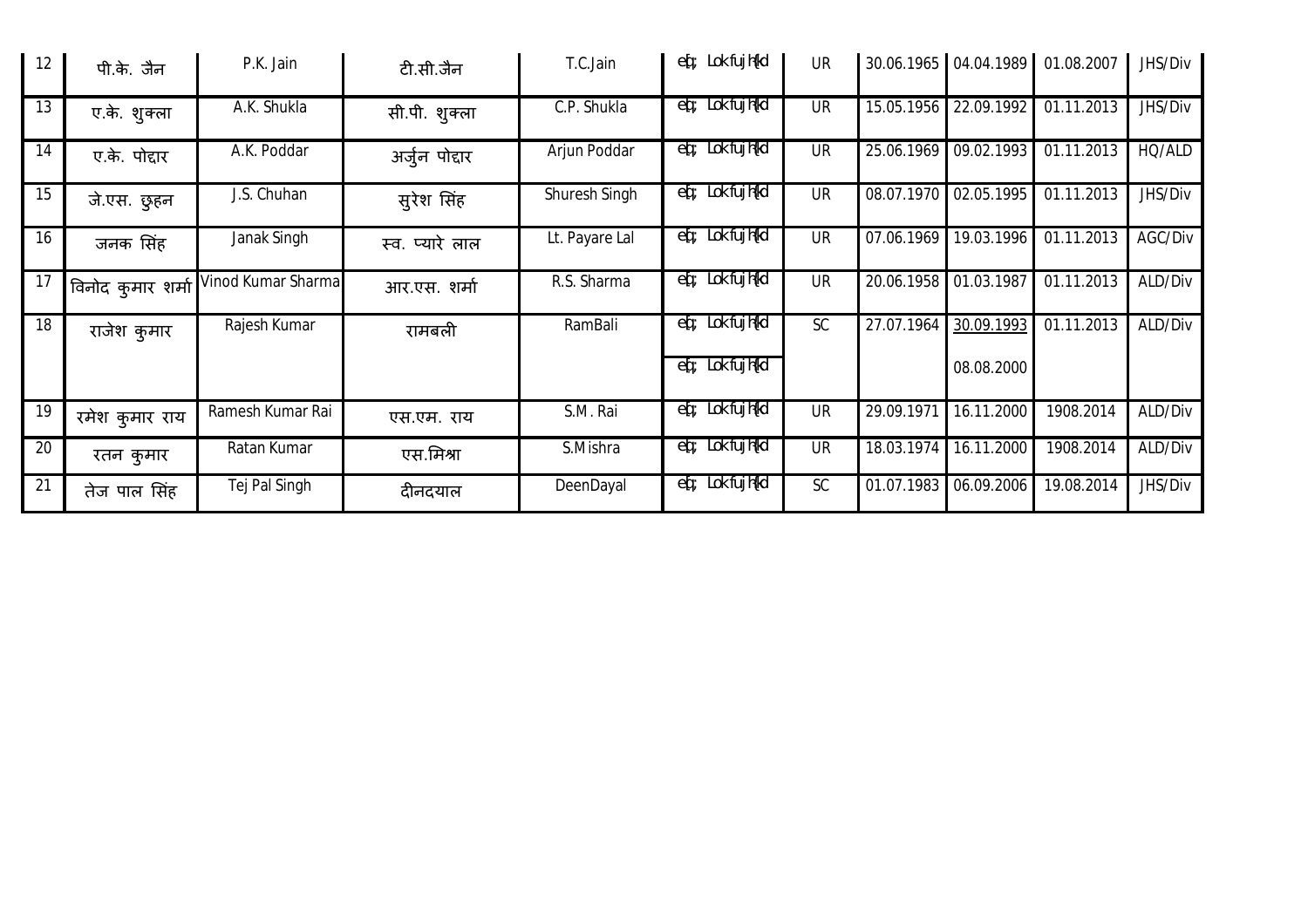| 12 | पी.के. जैन | P.K. Jain | टी.सी.जैन | T.C.Jain | eq[; Lokfujh{kd | UR | 30.06.1965 | 04.04.1989 | 01.08.2007 | JHS/Div |
|---|---|---|---|---|---|---|---|---|---|---|
| 13 | ए.के. शुक्ला | A.K. Shukla | सी.पी. शुक्ला | C.P. Shukla | eq[; Lokfujh{kd | UR | 15.05.1956 | 22.09.1992 | 01.11.2013 | JHS/Div |
| 14 | ए.के. पोद्दार | A.K. Poddar | अर्जुन पोद्दार | Arjun Poddar | eq[; Lokfujh{kd | UR | 25.06.1969 | 09.02.1993 | 01.11.2013 | HQ/ALD |
| 15 | जे.एस. छुहन | J.S. Chuhan | सुरेश सिंह | Shuresh Singh | eq[; Lokfujh{kd | UR | 08.07.1970 | 02.05.1995 | 01.11.2013 | JHS/Div |
| 16 | जनक सिंह | Janak Singh | स्व. प्यारे लाल | Lt. Payare Lal | eq[; Lokfujh{kd | UR | 07.06.1969 | 19.03.1996 | 01.11.2013 | AGC/Div |
| 17 | विनोद कुमार शर्मा | Vinod Kumar Sharma | आर.एस. शर्मा | R.S. Sharma | eq[; Lokfujh{kd | UR | 20.06.1958 | 01.03.1987 | 01.11.2013 | ALD/Div |
| 18 | राजेश कुमार | Rajesh Kumar | रामबली | RamBali | eq[; Lokfujh{kd<br>eq[; Lokfujh{kd | SC | 27.07.1964 | 30.09.1993<br>08.08.2000 | 01.11.2013 | ALD/Div |
| 19 | रमेश कुमार राय | Ramesh Kumar Rai | एस.एम. राय | S.M. Rai | eq[; Lokfujh{kd | UR | 29.09.1971 | 16.11.2000 | 1908.2014 | ALD/Div |
| 20 | रतन कुमार | Ratan Kumar | एस.मिश्रा | S.Mishra | eq[; Lokfujh{kd | UR | 18.03.1974 | 16.11.2000 | 1908.2014 | ALD/Div |
| 21 | तेज पाल सिंह | Tej Pal Singh | दीनदयाल | DeenDayal | eq[; Lokfujh{kd | SC | 01.07.1983 | 06.09.2006 | 19.08.2014 | JHS/Div |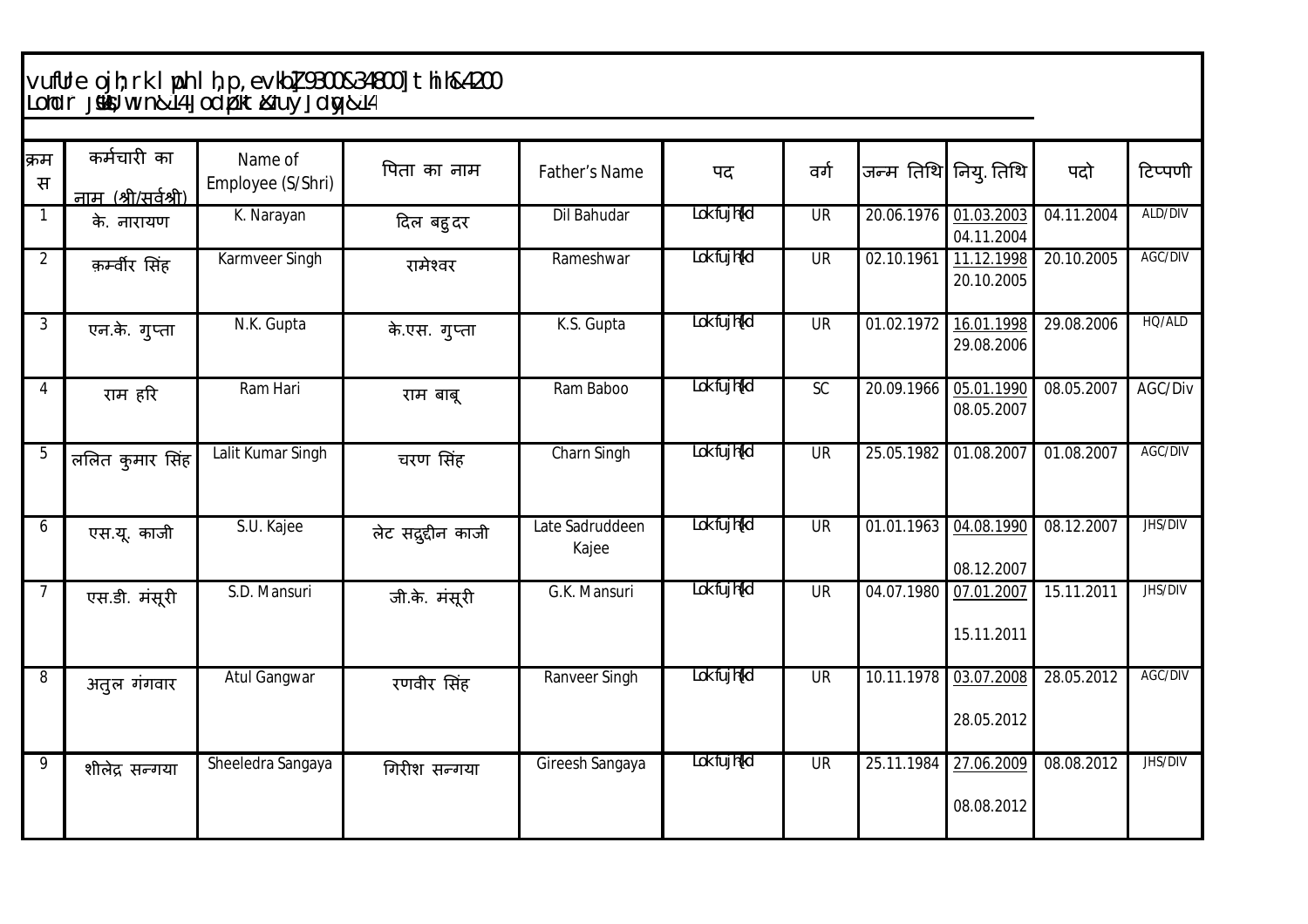vufUre ojh;rk lwph l h,p,evkbZ 9300&34800 ] tsihh&4200
Lohdr JsaD,/ vn&14 ] od pkt &iUuy Jdy&14

| क्रम स | कर्मचारी का नाम (श्री/सर्वश्री) | Name of Employee (S/Shri) | पिता का नाम | Father's Name | पद | वर्ग | जन्म तिथि | नियु. तिथि | पदो | टिप्पणी |
|---|---|---|---|---|---|---|---|---|---|---|
| 1 | के. नारायण | K. Narayan | दिल बहुदर | Dil Bahudar | Lokfujh{kd | UR | 20.06.1976 | 01.03.2003 04.11.2004 | 04.11.2004 | ALD/DIV |
| 2 | क़र्म्वीर सिंह | Karmveer Singh | रामेश्वर | Rameshwar | Lokfujh{kd | UR | 02.10.1961 | 11.12.1998 20.10.2005 | 20.10.2005 | AGC/DIV |
| 3 | एन.के. गुप्ता | N.K. Gupta | के.एस. गुप्ता | K.S. Gupta | Lokfujh{kd | UR | 01.02.1972 | 16.01.1998 29.08.2006 | 29.08.2006 | HQ/ALD |
| 4 | राम हरि | Ram Hari | राम बाबू | Ram Baboo | Lokfujh{kd | SC | 20.09.1966 | 05.01.1990 08.05.2007 | 08.05.2007 | AGC/Div |
| 5 | ललित कुमार सिंह | Lalit Kumar Singh | चरण सिंह | Charn Singh | Lokfujh{kd | UR | 25.05.1982 | 01.08.2007 | 01.08.2007 | AGC/DIV |
| 6 | एस.यू. काजी | S.U. Kajee | लेट सद्रुद्दीन काजी | Late Sadruddeen Kajee | Lokfujh{kd | UR | 01.01.1963 | 04.08.1990 08.12.2007 | 08.12.2007 | JHS/DIV |
| 7 | एस.डी. मंसूरी | S.D. Mansuri | जी.के. मंसूरी | G.K. Mansuri | Lokfujh{kd | UR | 04.07.1980 | 07.01.2007 15.11.2011 | 15.11.2011 | JHS/DIV |
| 8 | अतुल गंगवार | Atul Gangwar | रणवीर सिंह | Ranveer Singh | Lokfujh{kd | UR | 10.11.1978 | 03.07.2008 28.05.2012 | 28.05.2012 | AGC/DIV |
| 9 | शीलेद्र सन्गया | Sheeledra Sangaya | गिरीश सन्गया | Gireesh Sangaya | Lokfujh{kd | UR | 25.11.1984 | 27.06.2009 08.08.2012 | 08.08.2012 | JHS/DIV |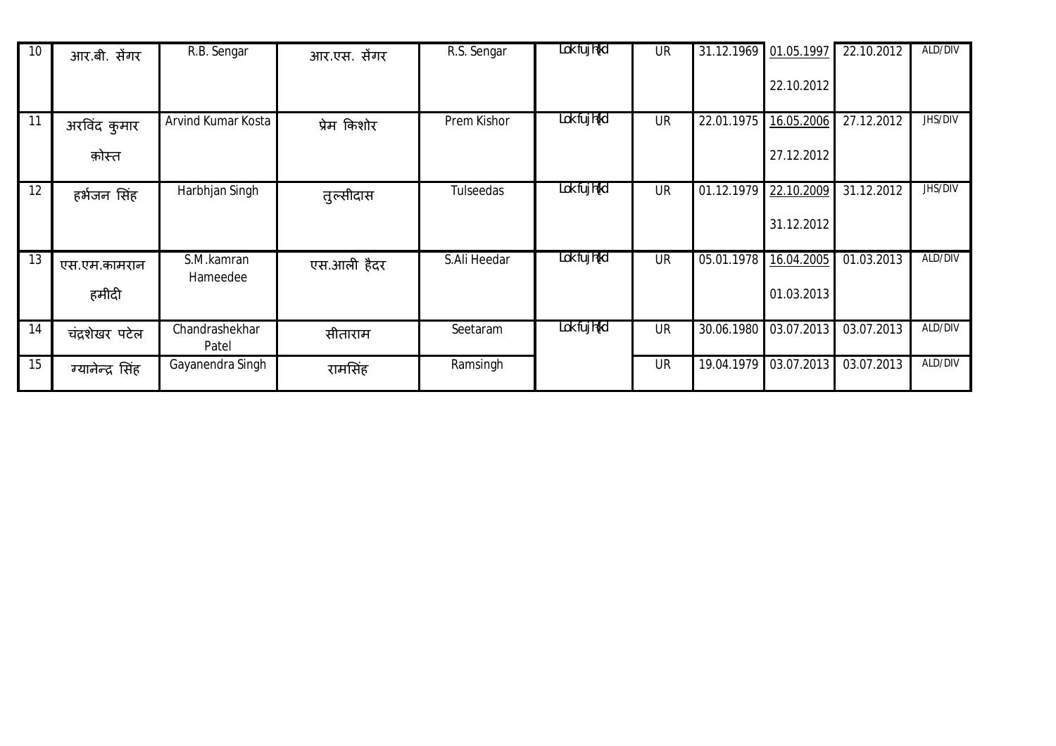| 10 | आर.बी. सेंगर | R.B. Sengar | आर.एस. सेंगर | R.S. Sengar | Lokfujh{kd | UR | 31.12.1969 | 01.05.1997 22.10.2012 | 22.10.2012 | ALD/DIV |
|---|---|---|---|---|---|---|---|---|---|---|
| 11 | अरविंद कुमार क़ोस्त | Arvind Kumar Kosta | प्रेम किशोर | Prem Kishor | Lokfujh{kd | UR | 22.01.1975 | 16.05.2006 27.12.2012 | 27.12.2012 | JHS/DIV |
| 12 | हर्भजन सिंह | Harbhjan Singh | तुल्सीदास | Tulseedas | Lokfujh{kd | UR | 01.12.1979 | 22.10.2009 31.12.2012 | 31.12.2012 | JHS/DIV |
| 13 | एस.एम.कामरान हमीदी | S.M.kamran Hameedee | एस.आली हैदर | S.Ali Heedar | Lokfujh{kd | UR | 05.01.1978 | 16.04.2005 01.03.2013 | 01.03.2013 | ALD/DIV |
| 14 | चंद्रशेखर पटेल | Chandrashekhar Patel | सीताराम | Seetaram | Lokfujh{kd | UR | 30.06.1980 | 03.07.2013 | 03.07.2013 | ALD/DIV |
| 15 | ग्यानेन्द्र सिंह | Gayanendra Singh | रामसिंह | Ramsingh | | UR | 19.04.1979 | 03.07.2013 | 03.07.2013 | ALD/DIV |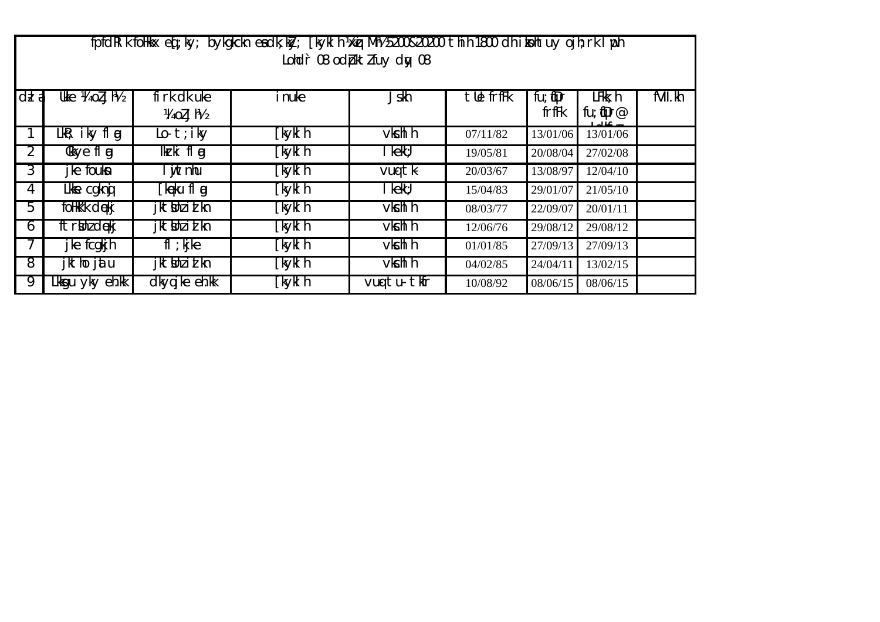fpfdRlk foHkkx eq[;ky; bykgkckn eas dk;Zjr [kykl h ¼xzqi Mh½ 5200&20200 tha h 1800 dh iksLV uy ojh;rk l wph
Lohdr` 08 odZ pktZ fuy dqy 08

| dz-la | uke ¼oJh½ | firk dk uke ¼oJh½ | inuke | Js.kh | tUe frfFk | fu;qfDr frfFk | LFkk;h fu;qfDr@ l sfdfr | fVIi.kh |
|---|---|---|---|---|---|---|---|---|
| 1 | LkR; iky flag | Lo- t; iky | [kykl h | vuk fjr | 07/11/82 | 13/01/06 | 13/01/06 | |
| 2 | Ckkye flag | Ikzrki flag | [kykl h | l kekU; | 19/05/81 | 20/08/04 | 27/02/08 | |
| 3 | jke fouksn | l qjst nhu | [kykl h | vuq tk- | 20/03/67 | 13/08/97 | 12/04/10 | |
| 4 | Lkhke cgknqj | [kequ flag | [kykl h | l kekU; | 15/04/83 | 29/01/07 | 21/05/10 | |
| 5 | foHkk dqekj | jkt Sfhzi zlkn | [kykl h | vkshl h | 08/03/77 | 22/09/07 | 20/01/11 | |
| 6 | ftrsUnz dqekj | jkt Sfhzi zlkn | [kykl h | vkshl h | 12/06/76 | 29/08/12 | 29/08/12 | |
| 7 | jke fcgkjh | fl ;kjke | [kykl h | vkshl h | 01/01/85 | 27/09/13 | 27/09/13 | |
| 8 | jkthoj tau | jkt Sfhzi zlkn | [kykl h | vkshl h | 04/02/85 | 24/04/11 | 13/02/15 | |
| 9 | Lkksgu yky eh.kk | dkyqjke eh.kk | [kykl h | vuq tu- tkfr | 10/08/92 | 08/06/15 | 08/06/15 | |